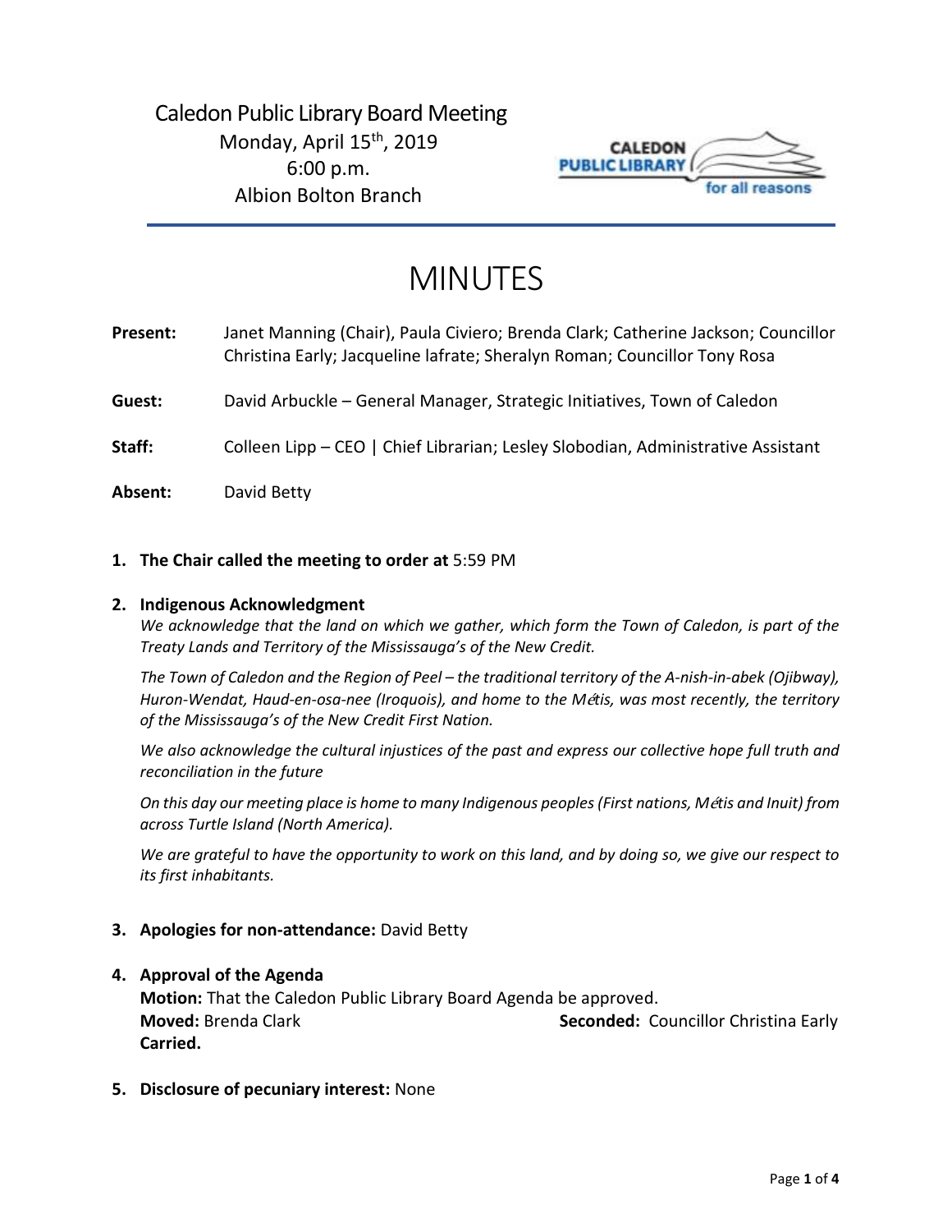Caledon Public Library Board Meeting
Monday, April 15th, 2019
6:00 p.m.
Albion Bolton Branch

CALEDON PUBLIC LIBRARY for all reasons

# MINUTES

**Present:** Janet Manning (Chair), Paula Civiero; Brenda Clark; Catherine Jackson; Councillor Christina Early; Jacqueline Iafrate; Sheralyn Roman; Councillor Tony Rosa

**Guest:** David Arbuckle – General Manager, Strategic Initiatives, Town of Caledon

**Staff:** Colleen Lipp – CEO | Chief Librarian; Lesley Slobodian, Administrative Assistant

**Absent:** David Betty

1. **The Chair called the meeting to order at** 5:59 PM

2. **Indigenous Acknowledgment**

   *We acknowledge that the land on which we gather, which form the Town of Caledon, is part of the Treaty Lands and Territory of the Mississauga's of the New Credit.*

   *The Town of Caledon and the Region of Peel – the traditional territory of the A-nish-in-abek (Ojibway), Huron-Wendat, Haud-en-osa-nee (Iroquois), and home to the Métis, was most recently, the territory of the Mississauga's of the New Credit First Nation.*

   *We also acknowledge the cultural injustices of the past and express our collective hope full truth and reconciliation in the future*

   *On this day our meeting place is home to many Indigenous peoples (First nations, Métis and Inuit) from across Turtle Island (North America).*

   *We are grateful to have the opportunity to work on this land, and by doing so, we give our respect to its first inhabitants.*

3. **Apologies for non-attendance:** David Betty

4. **Approval of the Agenda**

   **Motion:** That the Caledon Public Library Board Agenda be approved.
   **Moved:** Brenda Clark **Seconded:** Councillor Christina Early
   **Carried.**

5. **Disclosure of pecuniary interest:** None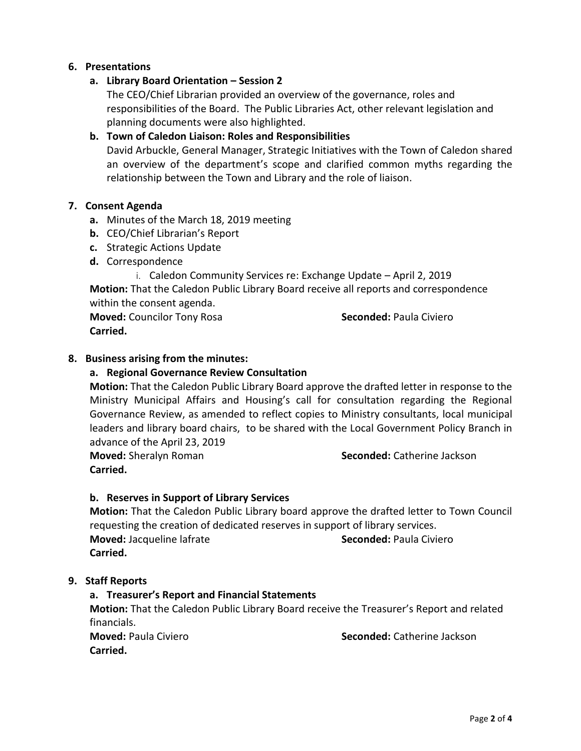## 6. Presentations

### a. Library Board Orientation – Session 2

The CEO/Chief Librarian provided an overview of the governance, roles and responsibilities of the Board. The Public Libraries Act, other relevant legislation and planning documents were also highlighted.

### b. Town of Caledon Liaison: Roles and Responsibilities

David Arbuckle, General Manager, Strategic Initiatives with the Town of Caledon shared an overview of the department's scope and clarified common myths regarding the relationship between the Town and Library and the role of liaison.

## 7. Consent Agenda

- **a.** Minutes of the March 18, 2019 meeting
- **b.** CEO/Chief Librarian's Report
- **c.** Strategic Actions Update
- **d.** Correspondence
    - i. Caledon Community Services re: Exchange Update – April 2, 2019

**Motion:** That the Caledon Public Library Board receive all reports and correspondence within the consent agenda.

**Moved:** Councilor Tony Rosa **Seconded:** Paula Civiero

**Carried.**

## 8. Business arising from the minutes:

### a. Regional Governance Review Consultation

**Motion:** That the Caledon Public Library Board approve the drafted letter in response to the Ministry Municipal Affairs and Housing's call for consultation regarding the Regional Governance Review, as amended to reflect copies to Ministry consultants, local municipal leaders and library board chairs, to be shared with the Local Government Policy Branch in advance of the April 23, 2019

**Moved:** Sheralyn Roman **Seconded:** Catherine Jackson

**Carried.**

### b. Reserves in Support of Library Services

**Motion:** That the Caledon Public Library board approve the drafted letter to Town Council requesting the creation of dedicated reserves in support of library services.

**Moved:** Jacqueline lafrate **Seconded:** Paula Civiero

**Carried.**

## 9. Staff Reports

### a. Treasurer's Report and Financial Statements

**Motion:** That the Caledon Public Library Board receive the Treasurer's Report and related financials.

**Moved:** Paula Civiero **Seconded:** Catherine Jackson

**Carried.**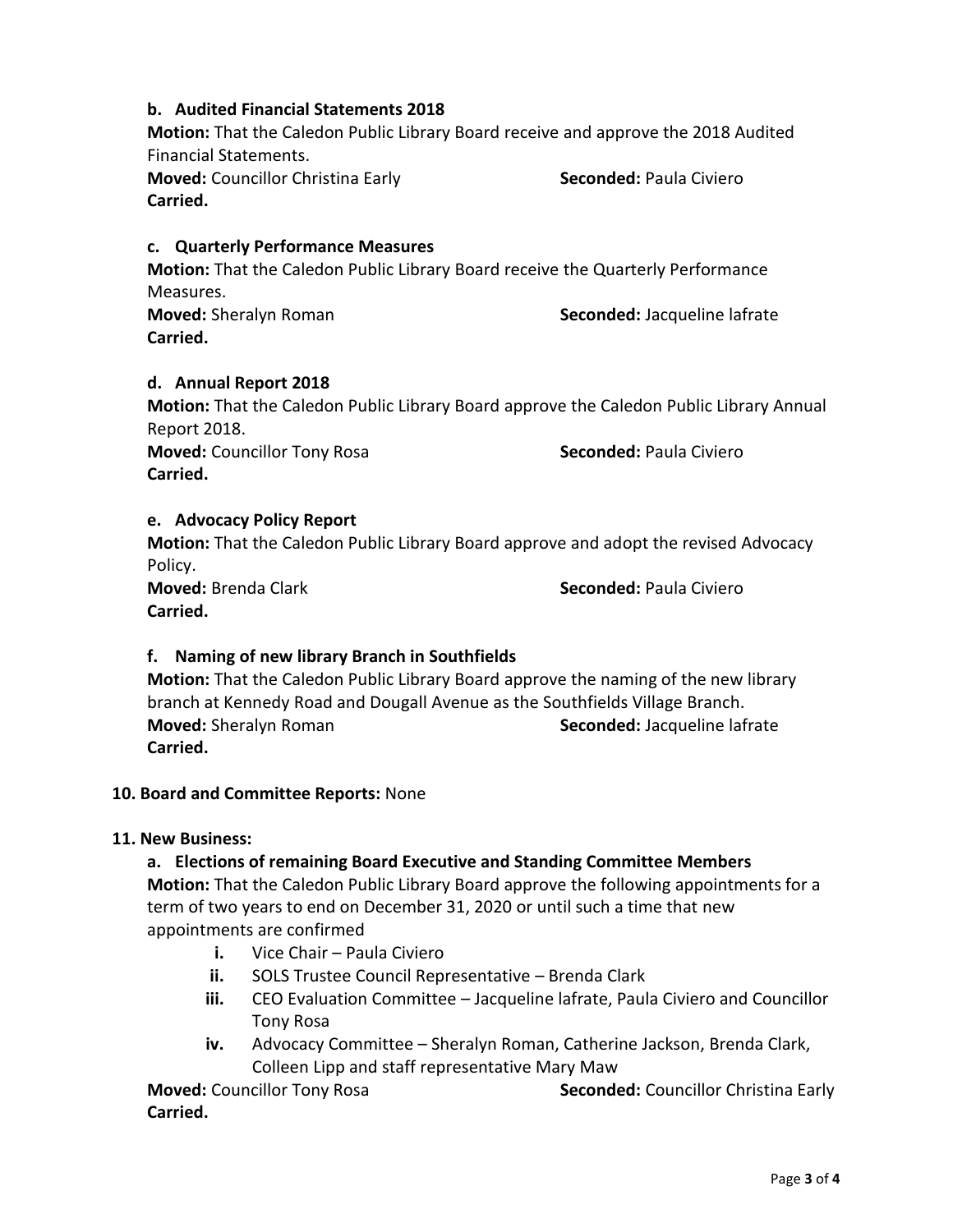### b. Audited Financial Statements 2018

**Motion:** That the Caledon Public Library Board receive and approve the 2018 Audited Financial Statements.

**Moved:** Councillor Christina Early **Seconded:** Paula Civiero

**Carried.**

### c. Quarterly Performance Measures

**Motion:** That the Caledon Public Library Board receive the Quarterly Performance Measures.

**Moved:** Sheralyn Roman **Seconded:** Jacqueline Iafrate

**Carried.**

### d. Annual Report 2018

**Motion:** That the Caledon Public Library Board approve the Caledon Public Library Annual Report 2018.

**Moved:** Councillor Tony Rosa **Seconded:** Paula Civiero

**Carried.**

### e. Advocacy Policy Report

**Motion:** That the Caledon Public Library Board approve and adopt the revised Advocacy Policy.

**Moved:** Brenda Clark **Seconded:** Paula Civiero

**Carried.**

### f. Naming of new library Branch in Southfields

**Motion:** That the Caledon Public Library Board approve the naming of the new library branch at Kennedy Road and Dougall Avenue as the Southfields Village Branch.

**Moved:** Sheralyn Roman **Seconded:** Jacqueline Iafrate

**Carried.**

## 10. Board and Committee Reports: None

## 11. New Business:

### a. Elections of remaining Board Executive and Standing Committee Members

**Motion:** That the Caledon Public Library Board approve the following appointments for a term of two years to end on December 31, 2020 or until such a time that new appointments are confirmed

- **i.** Vice Chair – Paula Civiero
- **ii.** SOLS Trustee Council Representative – Brenda Clark
- **iii.** CEO Evaluation Committee – Jacqueline Iafrate, Paula Civiero and Councillor Tony Rosa
- **iv.** Advocacy Committee – Sheralyn Roman, Catherine Jackson, Brenda Clark, Colleen Lipp and staff representative Mary Maw

**Moved:** Councillor Tony Rosa **Seconded:** Councillor Christina Early

**Carried.**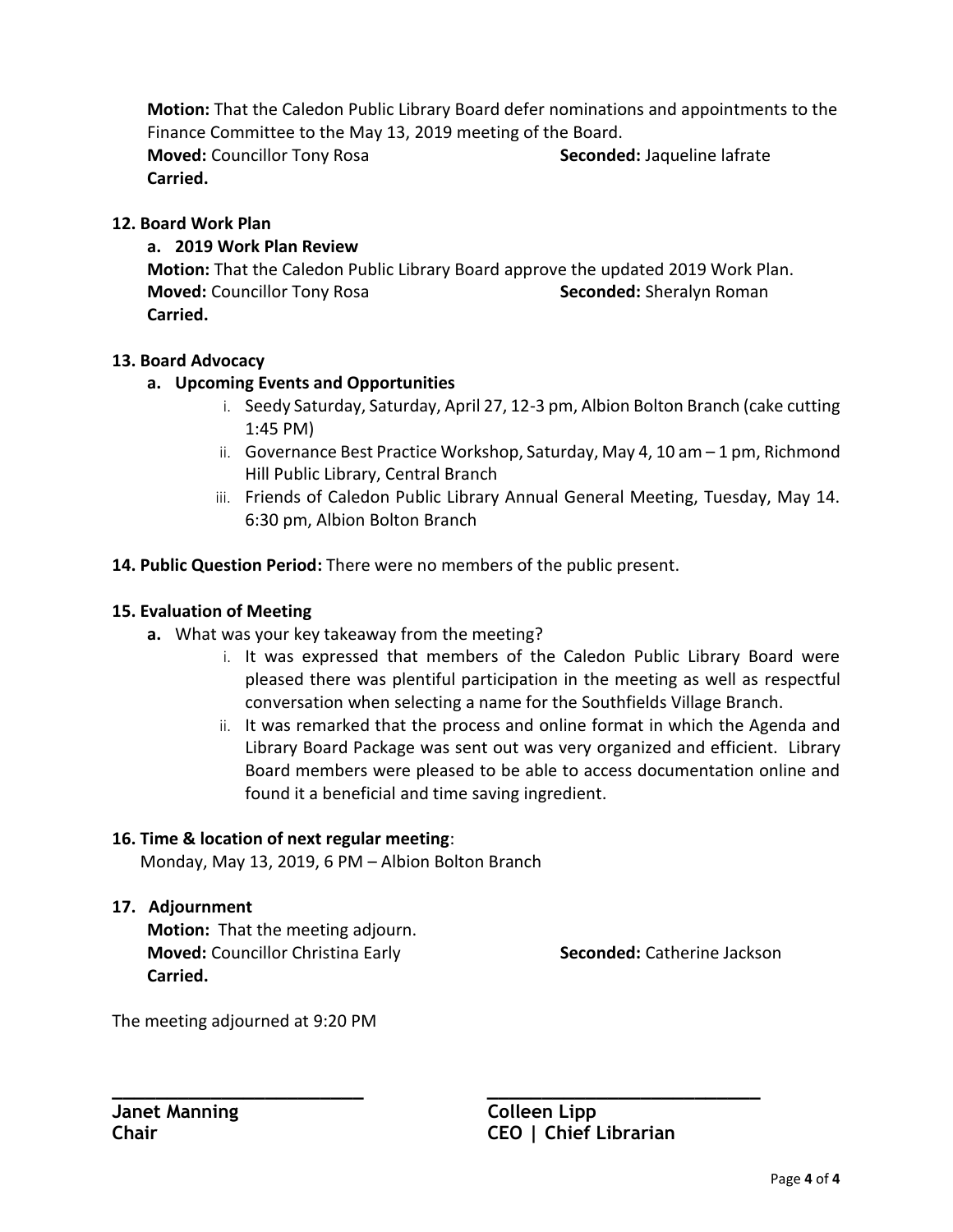**Motion:** That the Caledon Public Library Board defer nominations and appointments to the Finance Committee to the May 13, 2019 meeting of the Board.
**Moved:** Councillor Tony Rosa **Seconded:** Jaqueline Iafrate
**Carried.**

**12. Board Work Plan**

**a. 2019 Work Plan Review**

**Motion:** That the Caledon Public Library Board approve the updated 2019 Work Plan.
**Moved:** Councillor Tony Rosa **Seconded:** Sheralyn Roman
**Carried.**

**13. Board Advocacy**

**a. Upcoming Events and Opportunities**

i. Seedy Saturday, Saturday, April 27, 12-3 pm, Albion Bolton Branch (cake cutting 1:45 PM)
ii. Governance Best Practice Workshop, Saturday, May 4, 10 am – 1 pm, Richmond Hill Public Library, Central Branch
iii. Friends of Caledon Public Library Annual General Meeting, Tuesday, May 14. 6:30 pm, Albion Bolton Branch

**14. Public Question Period:** There were no members of the public present.

**15. Evaluation of Meeting**

**a.** What was your key takeaway from the meeting?

i. It was expressed that members of the Caledon Public Library Board were pleased there was plentiful participation in the meeting as well as respectful conversation when selecting a name for the Southfields Village Branch.
ii. It was remarked that the process and online format in which the Agenda and Library Board Package was sent out was very organized and efficient. Library Board members were pleased to be able to access documentation online and found it a beneficial and time saving ingredient.

**16. Time & location of next regular meeting**:
Monday, May 13, 2019, 6 PM – Albion Bolton Branch

**17. Adjournment**

**Motion:** That the meeting adjourn.
**Moved:** Councillor Christina Early **Seconded:** Catherine Jackson
**Carried.**

The meeting adjourned at 9:20 PM

\_\_\_\_\_\_\_\_\_\_\_\_\_\_\_\_\_\_\_\_\_\_\_\_\_
**Janet Manning**
**Chair**

\_\_\_\_\_\_\_\_\_\_\_\_\_\_\_\_\_\_\_\_\_\_\_\_\_
**Colleen Lipp**
**CEO | Chief Librarian**